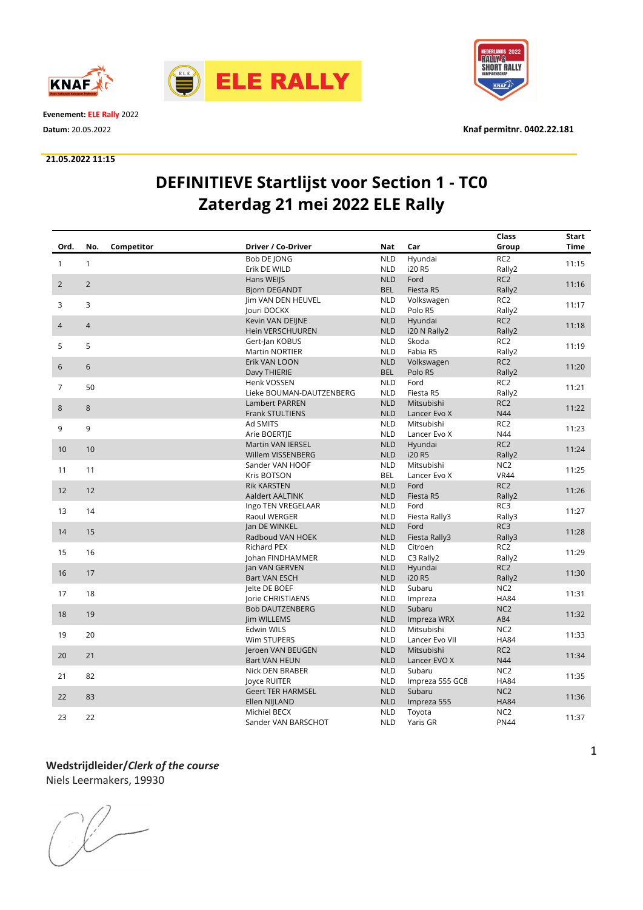**Evenement:** ELE Rally 2022

**Datum:** 20.05.2022

**Knaf permitnr. 0402.22.181**

**21.05.2022 11:15**

# DEFINITIEVE Startlijst voor Section 1 - TC0
# Zaterdag 21 mei 2022 ELE Rally

| Ord. | No. | Competitor | Driver / Co-Driver | Nat | Car | Class Group | Start Time |
|---|---|---|---|---|---|---|---|
| 1 | 1 | | Bob DE JONG<br>Erik DE WILD | NLD<br>NLD | Hyundai<br>i20 R5 | RC2<br>Rally2 | 11:15 |
| 2 | 2 | | Hans WEIJS<br>Bjorn DEGANDT | NLD<br>BEL | Ford<br>Fiesta R5 | RC2<br>Rally2 | 11:16 |
| 3 | 3 | | Jim VAN DEN HEUVEL<br>Jouri DOCKX | NLD<br>NLD | Volkswagen<br>Polo R5 | RC2<br>Rally2 | 11:17 |
| 4 | 4 | | Kevin VAN DEIJNE<br>Hein VERSCHUUREN | NLD<br>NLD | Hyundai<br>i20 N Rally2 | RC2<br>Rally2 | 11:18 |
| 5 | 5 | | Gert-Jan KOBUS<br>Martin NORTIER | NLD<br>NLD | Skoda<br>Fabia R5 | RC2<br>Rally2 | 11:19 |
| 6 | 6 | | Erik VAN LOON<br>Davy THIERIE | NLD<br>BEL | Volkswagen<br>Polo R5 | RC2<br>Rally2 | 11:20 |
| 7 | 50 | | Henk VOSSEN<br>Lieke BOUMAN-DAUTZENBERG | NLD<br>NLD | Ford<br>Fiesta R5 | RC2<br>Rally2 | 11:21 |
| 8 | 8 | | Lambert PARREN<br>Frank STULTIENS | NLD<br>NLD | Mitsubishi<br>Lancer Evo X | RC2<br>N44 | 11:22 |
| 9 | 9 | | Ad SMITS<br>Arie BOERTJE | NLD<br>NLD | Mitsubishi<br>Lancer Evo X | RC2<br>N44 | 11:23 |
| 10 | 10 | | Martin VAN IERSEL<br>Willem VISSENBERG | NLD<br>NLD | Hyundai<br>i20 R5 | RC2<br>Rally2 | 11:24 |
| 11 | 11 | | Sander VAN HOOF<br>Kris BOTSON | NLD<br>BEL | Mitsubishi<br>Lancer Evo X | NC2<br>VR44 | 11:25 |
| 12 | 12 | | Rik KARSTEN<br>Aaldert AALTINK | NLD<br>NLD | Ford<br>Fiesta R5 | RC2<br>Rally2 | 11:26 |
| 13 | 14 | | Ingo TEN VREGELAAR<br>Raoul WERGER | NLD<br>NLD | Ford<br>Fiesta Rally3 | RC3<br>Rally3 | 11:27 |
| 14 | 15 | | Jan DE WINKEL<br>Radboud VAN HOEK | NLD<br>NLD | Ford<br>Fiesta Rally3 | RC3<br>Rally3 | 11:28 |
| 15 | 16 | | Richard PEX<br>Johan FINDHAMMER | NLD<br>NLD | Citroen<br>C3 Rally2 | RC2<br>Rally2 | 11:29 |
| 16 | 17 | | Jan VAN GERVEN<br>Bart VAN ESCH | NLD<br>NLD | Hyundai<br>i20 R5 | RC2<br>Rally2 | 11:30 |
| 17 | 18 | | Jelte DE BOEF<br>Jorie CHRISTIAENS | NLD<br>NLD | Subaru<br>Impreza | NC2<br>HA84 | 11:31 |
| 18 | 19 | | Bob DAUTZENBERG<br>Jim WILLEMS | NLD<br>NLD | Subaru<br>Impreza WRX | NC2<br>A84 | 11:32 |
| 19 | 20 | | Edwin WILS<br>Wim STUPERS | NLD<br>NLD | Mitsubishi<br>Lancer Evo VII | NC2<br>HA84 | 11:33 |
| 20 | 21 | | Jeroen VAN BEUGEN<br>Bart VAN HEUN | NLD<br>NLD | Mitsubishi<br>Lancer EVO X | RC2<br>N44 | 11:34 |
| 21 | 82 | | Nick DEN BRABER<br>Joyce RUITER | NLD<br>NLD | Subaru<br>Impreza 555 GC8 | NC2<br>HA84 | 11:35 |
| 22 | 83 | | Geert TER HARMSEL<br>Ellen NIJLAND | NLD<br>NLD | Subaru<br>Impreza 555 | NC2<br>HA84 | 11:36 |
| 23 | 22 | | Michiel BECX<br>Sander VAN BARSCHOT | NLD<br>NLD | Toyota<br>Yaris GR | NC2<br>PN44 | 11:37 |

**Wedstrijdleider/*Clerk of the course***

Niels Leermakers, 19930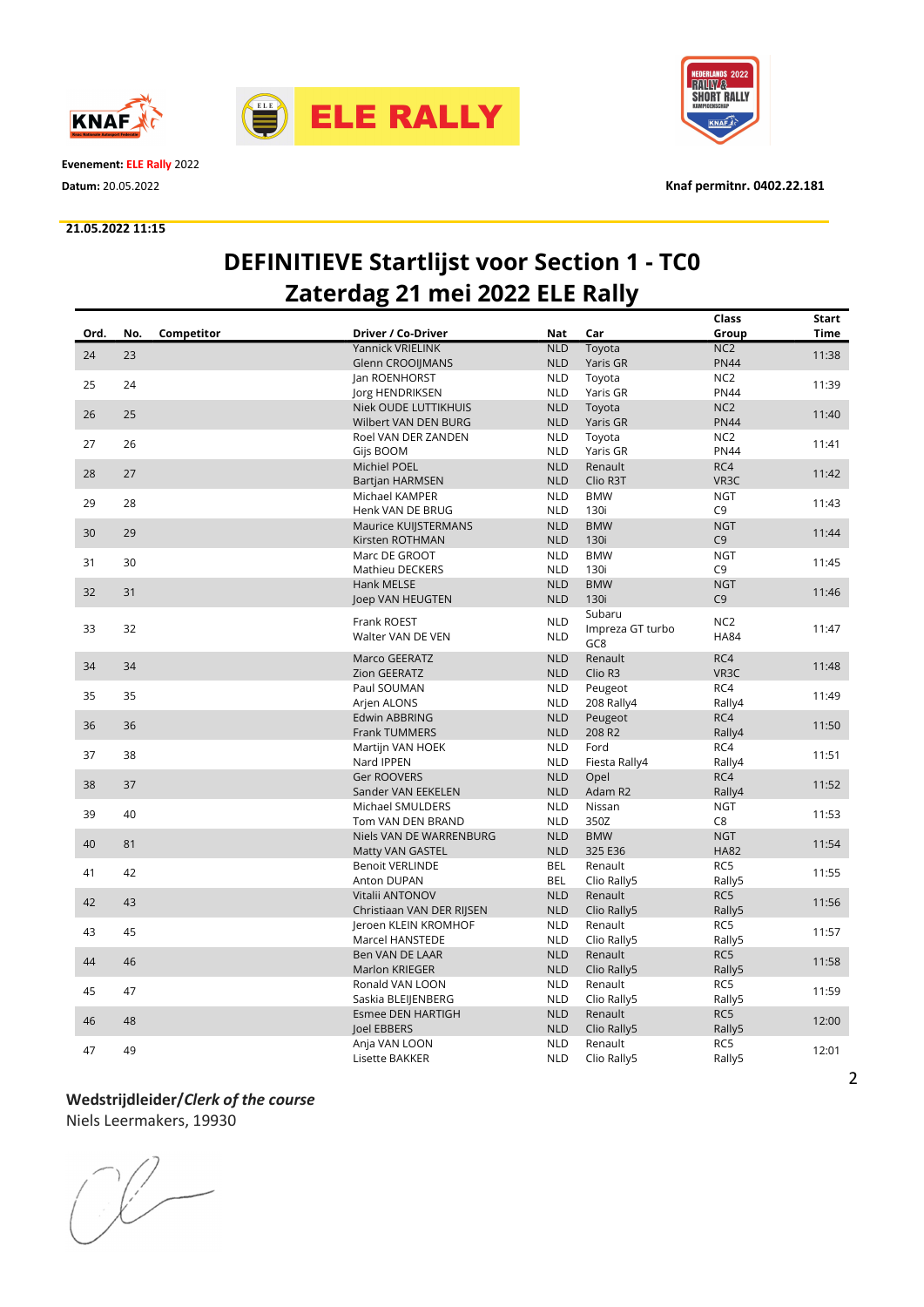Evenement: **ELE Rally** 2022

**Datum:** 20.05.2022

**Knaf permitnr. 0402.22.181**

**21.05.2022 11:15**

# DEFINITIEVE Startlijst voor Section 1 - TC0
# Zaterdag 21 mei 2022 ELE Rally

| Ord. | No. | Competitor | Driver / Co-Driver | Nat | Car | Class Group | Start Time |
|---|---|---|---|---|---|---|---|
| 24 | 23 | | Yannick VRIELINK<br>Glenn CROOIJMANS | NLD<br>NLD | Toyota<br>Yaris GR | NC2<br>PN44 | 11:38 |
| 25 | 24 | | Jan ROENHORST<br>Jorg HENDRIKSEN | NLD<br>NLD | Toyota<br>Yaris GR | NC2<br>PN44 | 11:39 |
| 26 | 25 | | Niek OUDE LUTTIKHUIS<br>Wilbert VAN DEN BURG | NLD<br>NLD | Toyota<br>Yaris GR | NC2<br>PN44 | 11:40 |
| 27 | 26 | | Roel VAN DER ZANDEN<br>Gijs BOOM | NLD<br>NLD | Toyota<br>Yaris GR | NC2<br>PN44 | 11:41 |
| 28 | 27 | | Michiel POEL<br>Bartjan HARMSEN | NLD<br>NLD | Renault<br>Clio R3T | RC4<br>VR3C | 11:42 |
| 29 | 28 | | Michael KAMPER<br>Henk VAN DE BRUG | NLD<br>NLD | BMW<br>130i | NGT<br>C9 | 11:43 |
| 30 | 29 | | Maurice KUIJSTERMANS<br>Kirsten ROTHMAN | NLD<br>NLD | BMW<br>130i | NGT<br>C9 | 11:44 |
| 31 | 30 | | Marc DE GROOT<br>Mathieu DECKERS | NLD<br>NLD | BMW<br>130i | NGT<br>C9 | 11:45 |
| 32 | 31 | | Hank MELSE<br>Joep VAN HEUGTEN | NLD<br>NLD | BMW<br>130i | NGT<br>C9 | 11:46 |
| 33 | 32 | | Frank ROEST<br>Walter VAN DE VEN | NLD<br>NLD | Subaru<br>Impreza GT turbo GC8 | NC2<br>HA84 | 11:47 |
| 34 | 34 | | Marco GEERATZ<br>Zion GEERATZ | NLD<br>NLD | Renault<br>Clio R3 | RC4<br>VR3C | 11:48 |
| 35 | 35 | | Paul SOUMAN<br>Arjen ALONS | NLD<br>NLD | Peugeot<br>208 Rally4 | RC4<br>Rally4 | 11:49 |
| 36 | 36 | | Edwin ABBRING<br>Frank TUMMERS | NLD<br>NLD | Peugeot<br>208 R2 | RC4<br>Rally4 | 11:50 |
| 37 | 38 | | Martijn VAN HOEK<br>Nard IPPEN | NLD<br>NLD | Ford<br>Fiesta Rally4 | RC4<br>Rally4 | 11:51 |
| 38 | 37 | | Ger ROOVERS<br>Sander VAN EEKELEN | NLD<br>NLD | Opel<br>Adam R2 | RC4<br>Rally4 | 11:52 |
| 39 | 40 | | Michael SMULDERS<br>Tom VAN DEN BRAND | NLD<br>NLD | Nissan<br>350Z | NGT<br>C8 | 11:53 |
| 40 | 81 | | Niels VAN DE WARRENBURG<br>Matty VAN GASTEL | NLD<br>NLD | BMW<br>325 E36 | NGT<br>HA82 | 11:54 |
| 41 | 42 | | Benoit VERLINDE<br>Anton DUPAN | BEL<br>BEL | Renault<br>Clio Rally5 | RC5<br>Rally5 | 11:55 |
| 42 | 43 | | Vitalii ANTONOV<br>Christiaan VAN DER RIJSEN | NLD<br>NLD | Renault<br>Clio Rally5 | RC5<br>Rally5 | 11:56 |
| 43 | 45 | | Jeroen KLEIN KROMHOF<br>Marcel HANSTEDE | NLD<br>NLD | Renault<br>Clio Rally5 | RC5<br>Rally5 | 11:57 |
| 44 | 46 | | Ben VAN DE LAAR<br>Marlon KRIEGER | NLD<br>NLD | Renault<br>Clio Rally5 | RC5<br>Rally5 | 11:58 |
| 45 | 47 | | Ronald VAN LOON<br>Saskia BLEIJENBERG | NLD<br>NLD | Renault<br>Clio Rally5 | RC5<br>Rally5 | 11:59 |
| 46 | 48 | | Esmee DEN HARTIGH<br>Joel EBBERS | NLD<br>NLD | Renault<br>Clio Rally5 | RC5<br>Rally5 | 12:00 |
| 47 | 49 | | Anja VAN LOON<br>Lisette BAKKER | NLD<br>NLD | Renault<br>Clio Rally5 | RC5<br>Rally5 | 12:01 |

**Wedstrijdleider/*Clerk of the course***
Niels Leermakers, 19930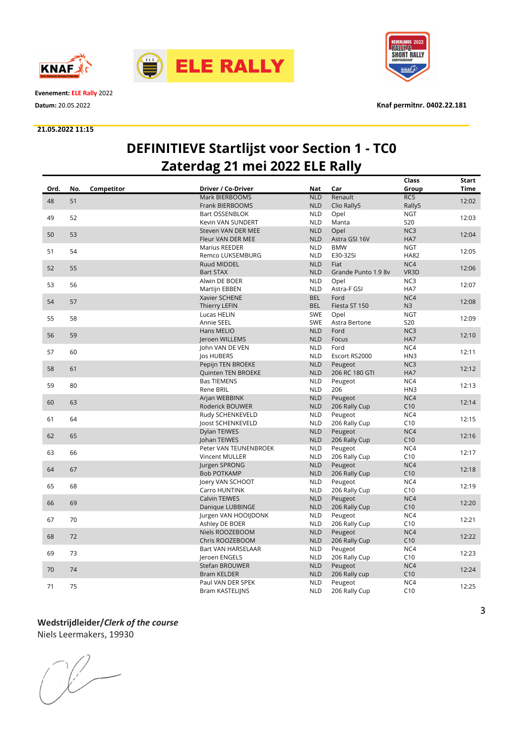**Evenement:** ELE Rally 2022

**Datum:** 20.05.2022

**Knaf permitnr. 0402.22.181**

**21.05.2022 11:15**

# DEFINITIEVE Startlijst voor Section 1 - TC0
# Zaterdag 21 mei 2022 ELE Rally

| Ord. | No. | Competitor | Driver / Co-Driver | Nat | Car | Class Group | Start Time |
|---|---|---|---|---|---|---|---|
| 48 | 51 | | Mark BIERBOOMS<br>Frank BIERBOOMS | NLD<br>NLD | Renault<br>Clio Rally5 | RC5<br>Rally5 | 12:02 |
| 49 | 52 | | Bart OSSENBLOK<br>Kevin VAN SUNDERT | NLD<br>NLD | Opel<br>Manta | NGT<br>S20 | 12:03 |
| 50 | 53 | | Steven VAN DER MEE<br>Fleur VAN DER MEE | NLD<br>NLD | Opel<br>Astra GSI 16V | NC3<br>HA7 | 12:04 |
| 51 | 54 | | Marius REEDER<br>Remco LUKSEMBURG | NLD<br>NLD | BMW<br>E30-325i | NGT<br>HA82 | 12:05 |
| 52 | 55 | | Ruud MIDDEL<br>Bart STAX | NLD<br>NLD | Fiat<br>Grande Punto 1.9 8v | NC4<br>VR3D | 12:06 |
| 53 | 56 | | Alwin DE BOER<br>Martijn EBBEN | NLD<br>NLD | Opel<br>Astra-F GSI | NC3<br>HA7 | 12:07 |
| 54 | 57 | | Xavier SCHENE<br>Thierry LEFIN | BEL<br>BEL | Ford<br>Fiesta ST 150 | NC4<br>N3 | 12:08 |
| 55 | 58 | | Lucas HELIN<br>Annie SEEL | SWE<br>SWE | Opel<br>Astra Bertone | NGT<br>S20 | 12:09 |
| 56 | 59 | | Hans MELIO<br>Jeroen WILLEMS | NLD<br>NLD | Ford<br>Focus | NC3<br>HA7 | 12:10 |
| 57 | 60 | | John VAN DE VEN<br>Jos HUBERS | NLD<br>NLD | Ford<br>Escort RS2000 | NC4<br>HN3 | 12:11 |
| 58 | 61 | | Pepijn TEN BROEKE<br>Quinten TEN BROEKE | NLD<br>NLD | Peugeot<br>206 RC 180 GTI | NC3<br>HA7 | 12:12 |
| 59 | 80 | | Bas TIEMENS<br>Rene BRIL | NLD<br>NLD | Peugeot<br>206 | NC4<br>HN3 | 12:13 |
| 60 | 63 | | Arjan WEBBINK<br>Roderick BOUWER | NLD<br>NLD | Peugeot<br>206 Rally Cup | NC4<br>C10 | 12:14 |
| 61 | 64 | | Rudy SCHENKEVELD<br>Joost SCHENKEVELD | NLD<br>NLD | Peugeot<br>206 Rally Cup | NC4<br>C10 | 12:15 |
| 62 | 65 | | Dylan TEIWES<br>Johan TEIWES | NLD<br>NLD | Peugeot<br>206 Rally Cup | NC4<br>C10 | 12:16 |
| 63 | 66 | | Peter VAN TEUNENBROEK<br>Vincent MULLER | NLD<br>NLD | Peugeot<br>206 Rally Cup | NC4<br>C10 | 12:17 |
| 64 | 67 | | Jurgen SPRONG<br>Bob POTKAMP | NLD<br>NLD | Peugeot<br>206 Rally Cup | NC4<br>C10 | 12:18 |
| 65 | 68 | | Joery VAN SCHOOT<br>Carro HUNTINK | NLD<br>NLD | Peugeot<br>206 Rally Cup | NC4<br>C10 | 12:19 |
| 66 | 69 | | Calvin TEIWES<br>Danique LUBBINGE | NLD<br>NLD | Peugeot<br>206 Rally Cup | NC4<br>C10 | 12:20 |
| 67 | 70 | | Jurgen VAN HOOIJDONK<br>Ashley DE BOER | NLD<br>NLD | Peugeot<br>206 Rally Cup | NC4<br>C10 | 12:21 |
| 68 | 72 | | Niels ROOZEBOOM<br>Chris ROOZEBOOM | NLD<br>NLD | Peugeot<br>206 Rally Cup | NC4<br>C10 | 12:22 |
| 69 | 73 | | Bart VAN HARSELAAR<br>Jeroen ENGELS | NLD<br>NLD | Peugeot<br>206 Rally Cup | NC4<br>C10 | 12:23 |
| 70 | 74 | | Stefan BROUWER<br>Bram KELDER | NLD<br>NLD | Peugeot<br>206 Rally cup | NC4<br>C10 | 12:24 |
| 71 | 75 | | Paul VAN DER SPEK<br>Bram KASTELIJNS | NLD<br>NLD | Peugeot<br>206 Rally Cup | NC4<br>C10 | 12:25 |

**Wedstrijdleider/*Clerk of the course***

Niels Leermakers, 19930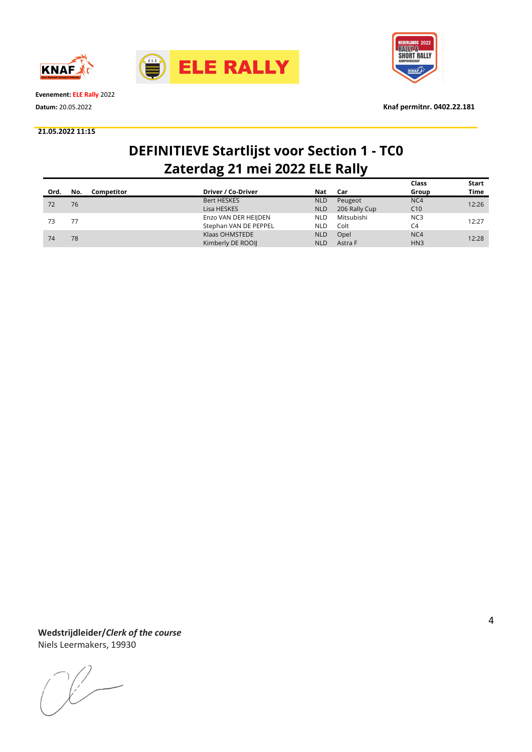**Evenement:** ELE Rally 2022

**Datum:** 20.05.2022

**Knaf permitnr. 0402.22.181**

**21.05.2022 11:15**

# DEFINITIEVE Startlijst voor Section 1 - TC0
# Zaterdag 21 mei 2022 ELE Rally

| Ord. | No. | Competitor | Driver / Co-Driver | Nat | Car | Class Group | Start Time |
|---|---|---|---|---|---|---|---|
| 72 | 76 | | Bert HESKES | NLD | Peugeot | NC4 | 12:26 |
| | | | Lisa HESKES | NLD | 206 Rally Cup | C10 | |
| 73 | 77 | | Enzo VAN DER HEIJDEN | NLD | Mitsubishi | NC3 | 12:27 |
| | | | Stephan VAN DE PEPPEL | NLD | Colt | C4 | |
| 74 | 78 | | Klaas OHMSTEDE | NLD | Opel | NC4 | 12:28 |
| | | | Kimberly DE ROOIJ | NLD | Astra F | HN3 | |

**Wedstrijdleider/*Clerk of the course***
Niels Leermakers, 19930